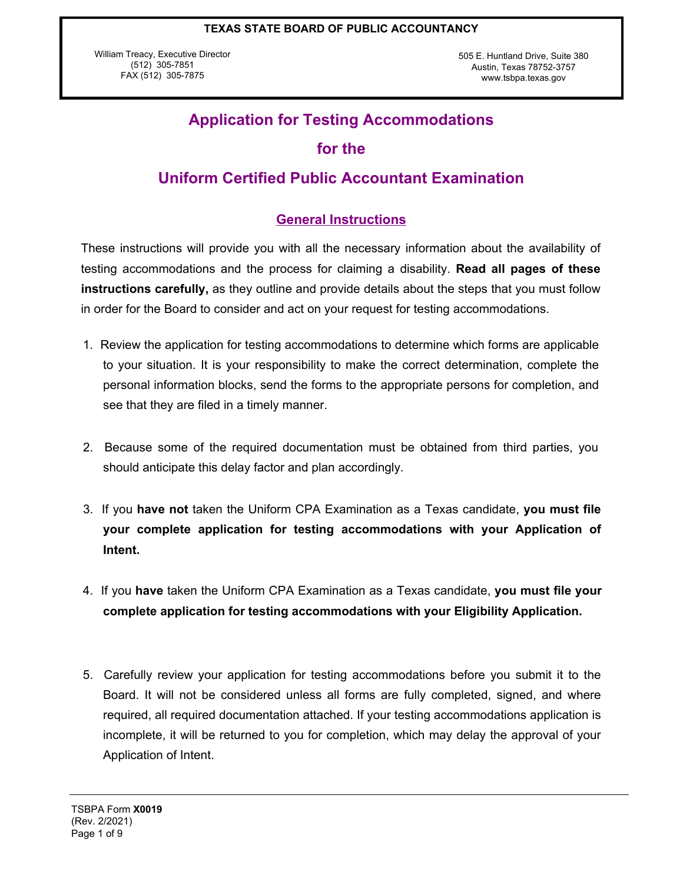**TEXAS STATE BOARD OF PUBLIC ACCOUNTANCY**

William Treacy, Executive Director
(512) 305-7851
FAX (512) 305-7875

505 E. Huntland Drive, Suite 380
Austin, Texas 78752-3757
www.tsbpa.texas.gov

# Application for Testing Accommodations for the Uniform Certified Public Accountant Examination

## General Instructions

These instructions will provide you with all the necessary information about the availability of testing accommodations and the process for claiming a disability. **Read all pages of these instructions carefully,** as they outline and provide details about the steps that you must follow in order for the Board to consider and act on your request for testing accommodations.

1. Review the application for testing accommodations to determine which forms are applicable to your situation. It is your responsibility to make the correct determination, complete the personal information blocks, send the forms to the appropriate persons for completion, and see that they are filed in a timely manner.

2. Because some of the required documentation must be obtained from third parties, you should anticipate this delay factor and plan accordingly.

3. If you **have not** taken the Uniform CPA Examination as a Texas candidate, **you must file your complete application for testing accommodations with your Application of Intent.**

4. If you **have** taken the Uniform CPA Examination as a Texas candidate, **you must file your complete application for testing accommodations with your Eligibility Application.**

5. Carefully review your application for testing accommodations before you submit it to the Board. It will not be considered unless all forms are fully completed, signed, and where required, all required documentation attached. If your testing accommodations application is incomplete, it will be returned to you for completion, which may delay the approval of your Application of Intent.

TSBPA Form **X0019**
(Rev. 2/2021)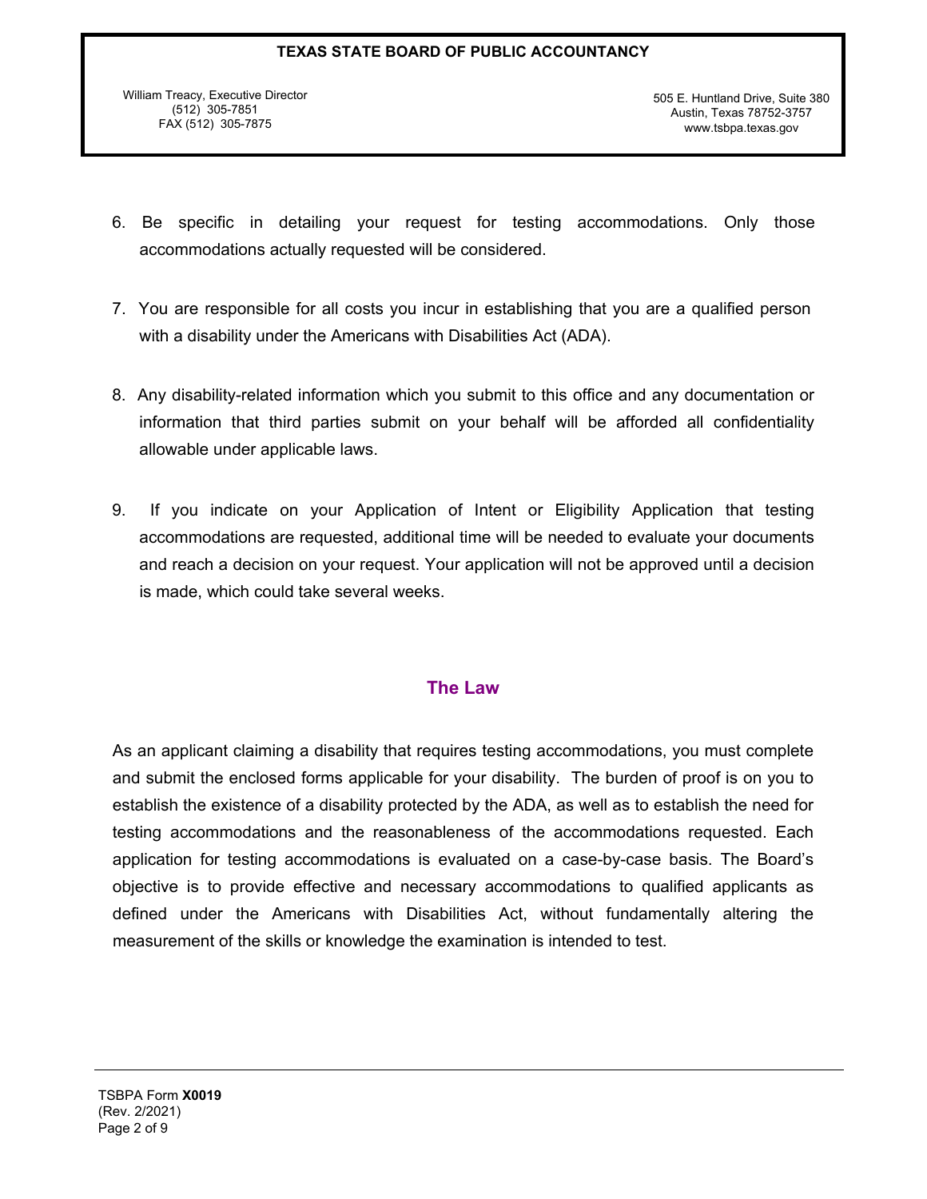6. Be specific in detailing your request for testing accommodations. Only those accommodations actually requested will be considered.

7. You are responsible for all costs you incur in establishing that you are a qualified person with a disability under the Americans with Disabilities Act (ADA).

8. Any disability-related information which you submit to this office and any documentation or information that third parties submit on your behalf will be afforded all confidentiality allowable under applicable laws.

9. If you indicate on your Application of Intent or Eligibility Application that testing accommodations are requested, additional time will be needed to evaluate your documents and reach a decision on your request. Your application will not be approved until a decision is made, which could take several weeks.

## The Law

As an applicant claiming a disability that requires testing accommodations, you must complete and submit the enclosed forms applicable for your disability. The burden of proof is on you to establish the existence of a disability protected by the ADA, as well as to establish the need for testing accommodations and the reasonableness of the accommodations requested. Each application for testing accommodations is evaluated on a case-by-case basis. The Board's objective is to provide effective and necessary accommodations to qualified applicants as defined under the Americans with Disabilities Act, without fundamentally altering the measurement of the skills or knowledge the examination is intended to test.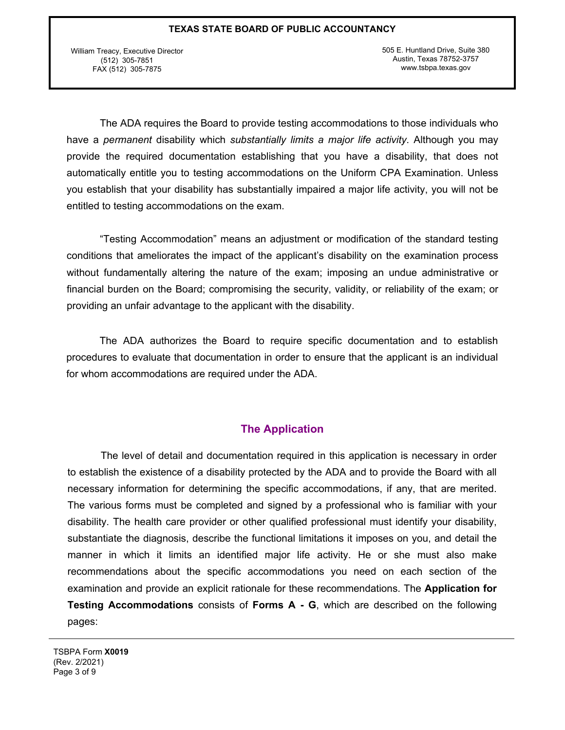The ADA requires the Board to provide testing accommodations to those individuals who have a *permanent* disability which *substantially limits a major life activity*. Although you may provide the required documentation establishing that you have a disability, that does not automatically entitle you to testing accommodations on the Uniform CPA Examination. Unless you establish that your disability has substantially impaired a major life activity, you will not be entitled to testing accommodations on the exam.

"Testing Accommodation" means an adjustment or modification of the standard testing conditions that ameliorates the impact of the applicant's disability on the examination process without fundamentally altering the nature of the exam; imposing an undue administrative or financial burden on the Board; compromising the security, validity, or reliability of the exam; or providing an unfair advantage to the applicant with the disability.

The ADA authorizes the Board to require specific documentation and to establish procedures to evaluate that documentation in order to ensure that the applicant is an individual for whom accommodations are required under the ADA.

## The Application

The level of detail and documentation required in this application is necessary in order to establish the existence of a disability protected by the ADA and to provide the Board with all necessary information for determining the specific accommodations, if any, that are merited. The various forms must be completed and signed by a professional who is familiar with your disability. The health care provider or other qualified professional must identify your disability, substantiate the diagnosis, describe the functional limitations it imposes on you, and detail the manner in which it limits an identified major life activity. He or she must also make recommendations about the specific accommodations you need on each section of the examination and provide an explicit rationale for these recommendations. The **Application for Testing Accommodations** consists of **Forms A - G**, which are described on the following pages: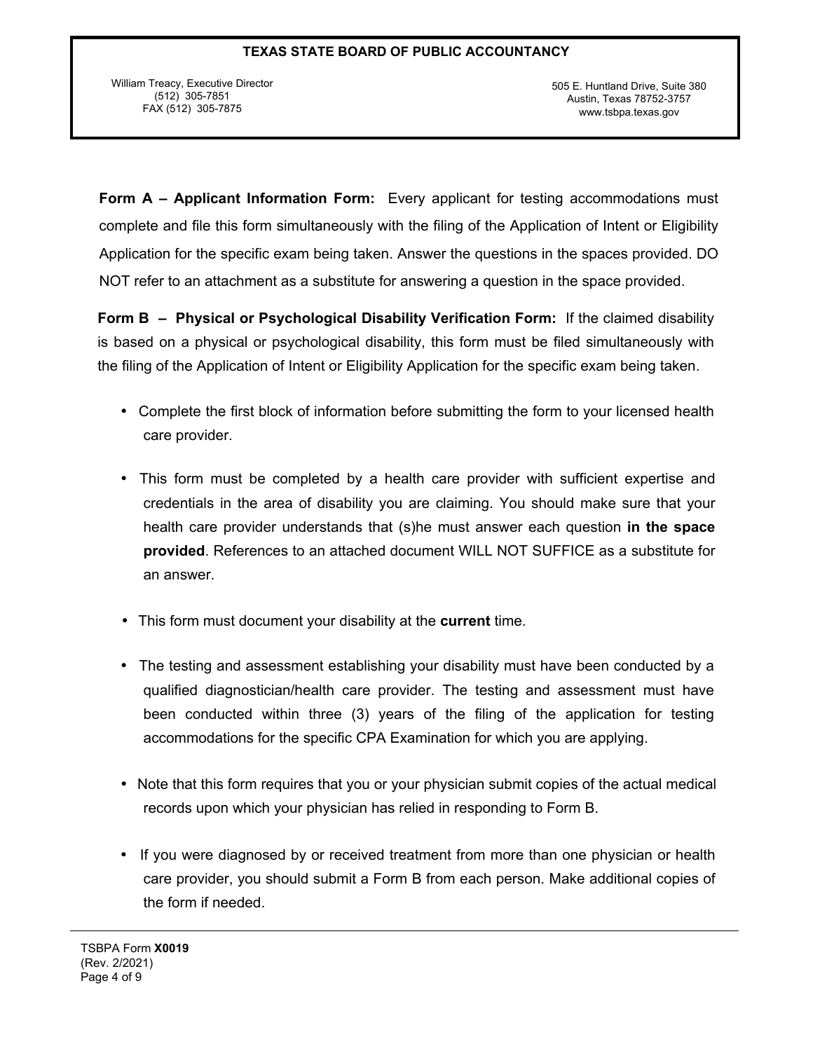**TEXAS STATE BOARD OF PUBLIC ACCOUNTANCY**

William Treacy, Executive Director
(512) 305-7851
FAX (512) 305-7875

505 E. Huntland Drive, Suite 380
Austin, Texas 78752-3757
www.tsbpa.texas.gov

**Form A – Applicant Information Form:** Every applicant for testing accommodations must complete and file this form simultaneously with the filing of the Application of Intent or Eligibility Application for the specific exam being taken. Answer the questions in the spaces provided. DO NOT refer to an attachment as a substitute for answering a question in the space provided.

**Form B – Physical or Psychological Disability Verification Form:** If the claimed disability is based on a physical or psychological disability, this form must be filed simultaneously with the filing of the Application of Intent or Eligibility Application for the specific exam being taken.

- Complete the first block of information before submitting the form to your licensed health care provider.
- This form must be completed by a health care provider with sufficient expertise and credentials in the area of disability you are claiming. You should make sure that your health care provider understands that (s)he must answer each question **in the space provided**. References to an attached document WILL NOT SUFFICE as a substitute for an answer.
- This form must document your disability at the **current** time.
- The testing and assessment establishing your disability must have been conducted by a qualified diagnostician/health care provider. The testing and assessment must have been conducted within three (3) years of the filing of the application for testing accommodations for the specific CPA Examination for which you are applying.
- Note that this form requires that you or your physician submit copies of the actual medical records upon which your physician has relied in responding to Form B.
- If you were diagnosed by or received treatment from more than one physician or health care provider, you should submit a Form B from each person. Make additional copies of the form if needed.

TSBPA Form **X0019**
(Rev. 2/2021)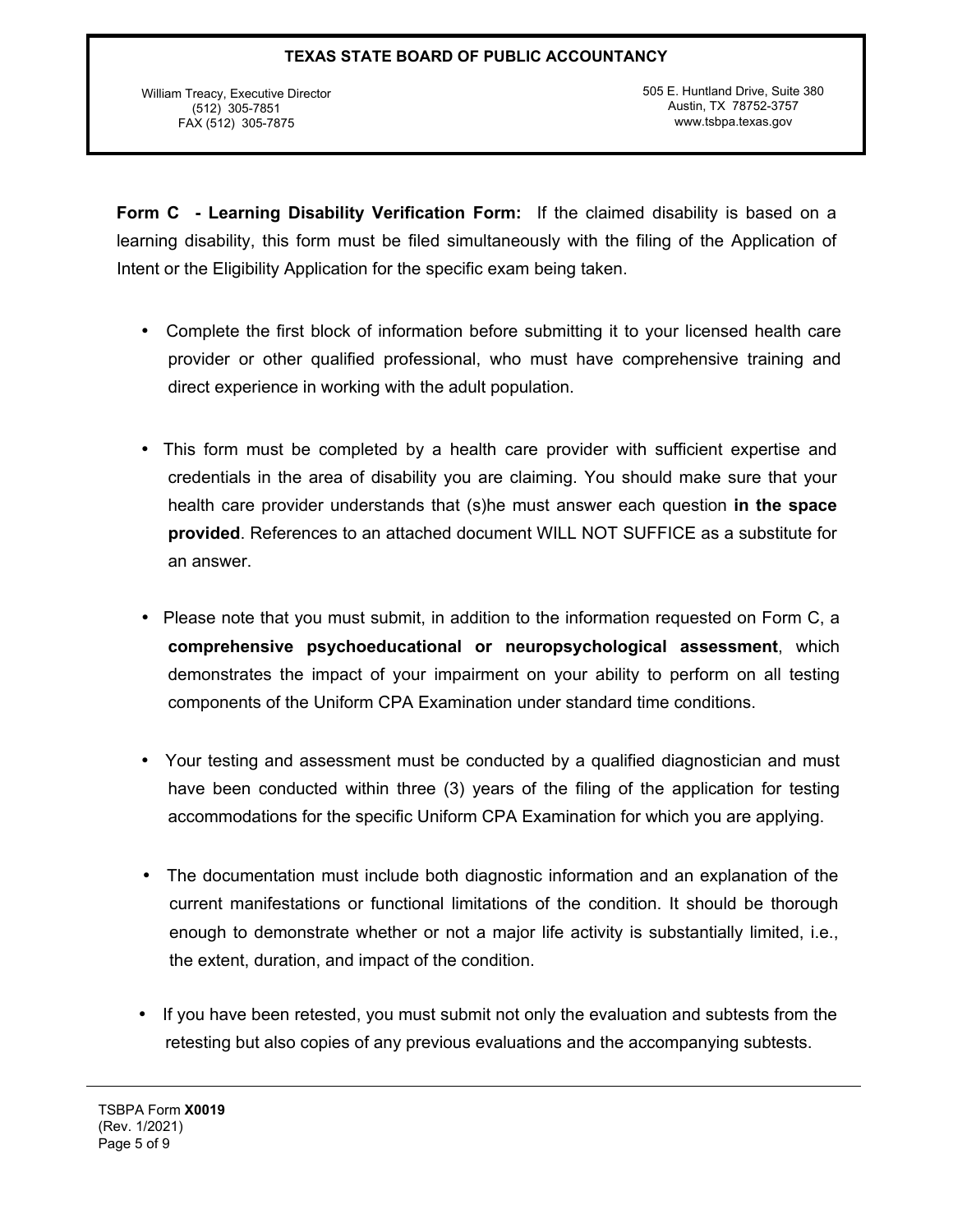**TEXAS STATE BOARD OF PUBLIC ACCOUNTANCY**

William Treacy, Executive Director
(512) 305-7851
FAX (512) 305-7875

505 E. Huntland Drive, Suite 380
Austin, TX 78752-3757
www.tsbpa.texas.gov

**Form C - Learning Disability Verification Form:** If the claimed disability is based on a learning disability, this form must be filed simultaneously with the filing of the Application of Intent or the Eligibility Application for the specific exam being taken.

- Complete the first block of information before submitting it to your licensed health care provider or other qualified professional, who must have comprehensive training and direct experience in working with the adult population.

- This form must be completed by a health care provider with sufficient expertise and credentials in the area of disability you are claiming. You should make sure that your health care provider understands that (s)he must answer each question **in the space provided**. References to an attached document WILL NOT SUFFICE as a substitute for an answer.

- Please note that you must submit, in addition to the information requested on Form C, a **comprehensive psychoeducational or neuropsychological assessment**, which demonstrates the impact of your impairment on your ability to perform on all testing components of the Uniform CPA Examination under standard time conditions.

- Your testing and assessment must be conducted by a qualified diagnostician and must have been conducted within three (3) years of the filing of the application for testing accommodations for the specific Uniform CPA Examination for which you are applying.

- The documentation must include both diagnostic information and an explanation of the current manifestations or functional limitations of the condition. It should be thorough enough to demonstrate whether or not a major life activity is substantially limited, i.e., the extent, duration, and impact of the condition.

- If you have been retested, you must submit not only the evaluation and subtests from the retesting but also copies of any previous evaluations and the accompanying subtests.

TSBPA Form **X0019**
(Rev. 1/2021)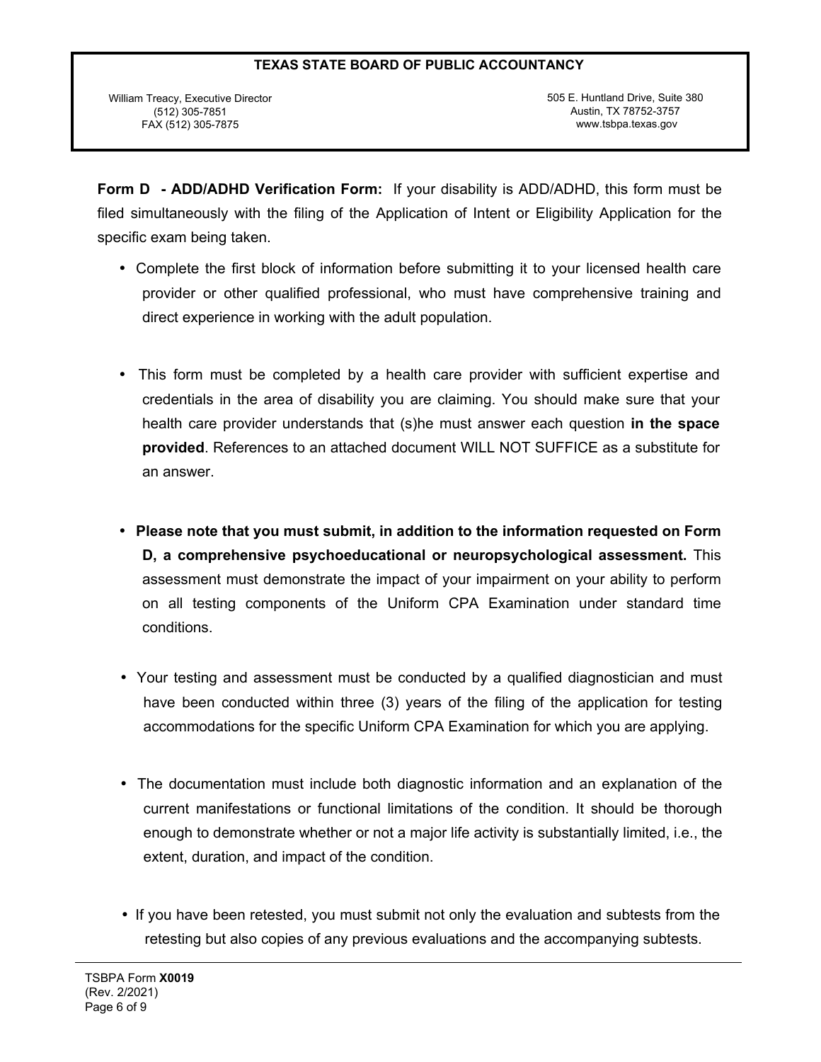**TEXAS STATE BOARD OF PUBLIC ACCOUNTANCY**

William Treacy, Executive Director
(512) 305-7851
FAX (512) 305-7875

505 E. Huntland Drive, Suite 380
Austin, TX 78752-3757
www.tsbpa.texas.gov

**Form D - ADD/ADHD Verification Form:** If your disability is ADD/ADHD, this form must be filed simultaneously with the filing of the Application of Intent or Eligibility Application for the specific exam being taken.

- Complete the first block of information before submitting it to your licensed health care provider or other qualified professional, who must have comprehensive training and direct experience in working with the adult population.
- This form must be completed by a health care provider with sufficient expertise and credentials in the area of disability you are claiming. You should make sure that your health care provider understands that (s)he must answer each question **in the space provided**. References to an attached document WILL NOT SUFFICE as a substitute for an answer.
- **Please note that you must submit, in addition to the information requested on Form D, a comprehensive psychoeducational or neuropsychological assessment.** This assessment must demonstrate the impact of your impairment on your ability to perform on all testing components of the Uniform CPA Examination under standard time conditions.
- Your testing and assessment must be conducted by a qualified diagnostician and must have been conducted within three (3) years of the filing of the application for testing accommodations for the specific Uniform CPA Examination for which you are applying.
- The documentation must include both diagnostic information and an explanation of the current manifestations or functional limitations of the condition. It should be thorough enough to demonstrate whether or not a major life activity is substantially limited, i.e., the extent, duration, and impact of the condition.
- If you have been retested, you must submit not only the evaluation and subtests from the retesting but also copies of any previous evaluations and the accompanying subtests.

TSBPA Form **X0019**
(Rev. 2/2021)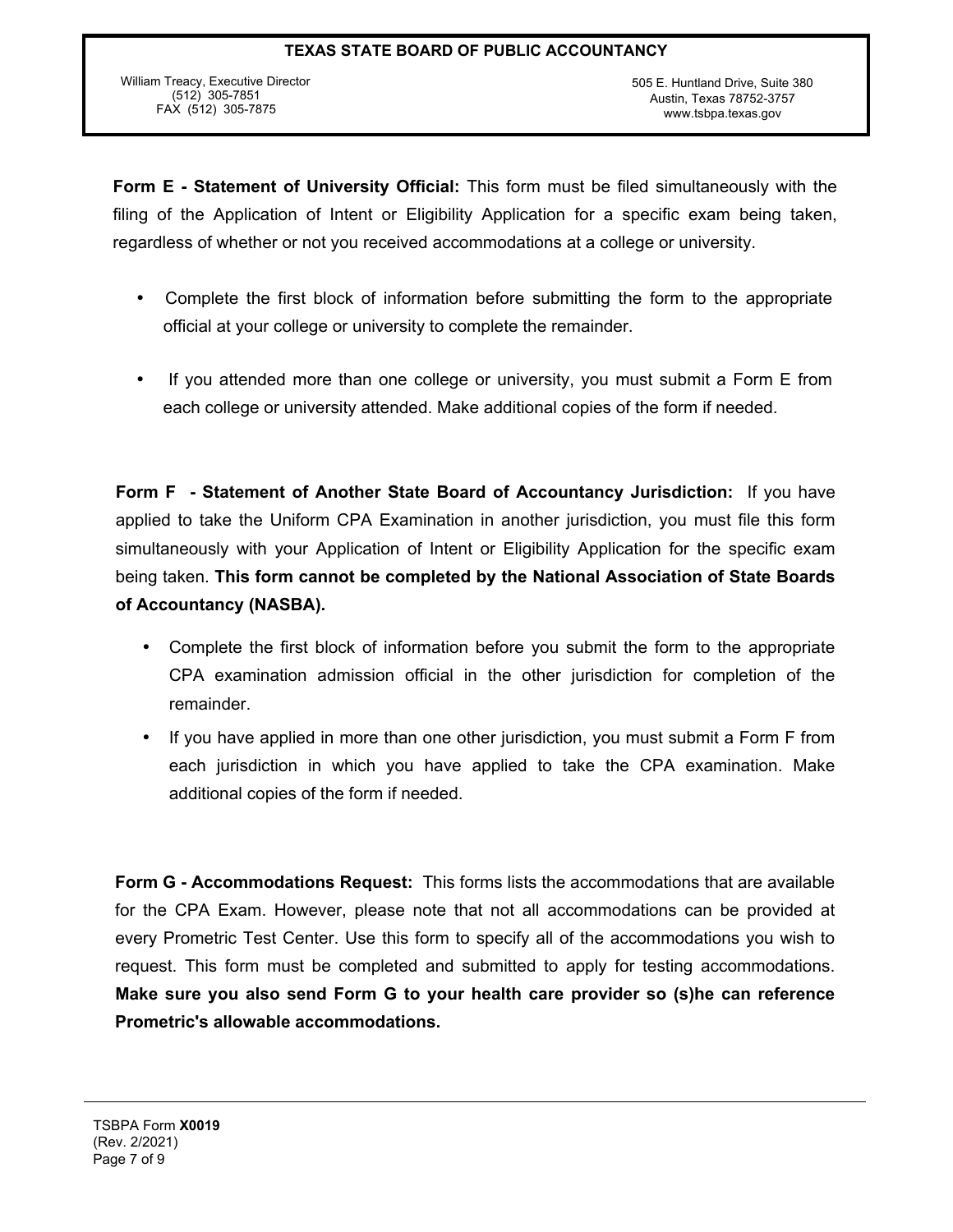**Form E - Statement of University Official:** This form must be filed simultaneously with the filing of the Application of Intent or Eligibility Application for a specific exam being taken, regardless of whether or not you received accommodations at a college or university.

- Complete the first block of information before submitting the form to the appropriate official at your college or university to complete the remainder.
- If you attended more than one college or university, you must submit a Form E from each college or university attended. Make additional copies of the form if needed.

**Form F - Statement of Another State Board of Accountancy Jurisdiction:** If you have applied to take the Uniform CPA Examination in another jurisdiction, you must file this form simultaneously with your Application of Intent or Eligibility Application for the specific exam being taken. **This form cannot be completed by the National Association of State Boards of Accountancy (NASBA).**

- Complete the first block of information before you submit the form to the appropriate CPA examination admission official in the other jurisdiction for completion of the remainder.
- If you have applied in more than one other jurisdiction, you must submit a Form F from each jurisdiction in which you have applied to take the CPA examination. Make additional copies of the form if needed.

**Form G - Accommodations Request:** This forms lists the accommodations that are available for the CPA Exam. However, please note that not all accommodations can be provided at every Prometric Test Center. Use this form to specify all of the accommodations you wish to request. This form must be completed and submitted to apply for testing accommodations. **Make sure you also send Form G to your health care provider so (s)he can reference Prometric's allowable accommodations.**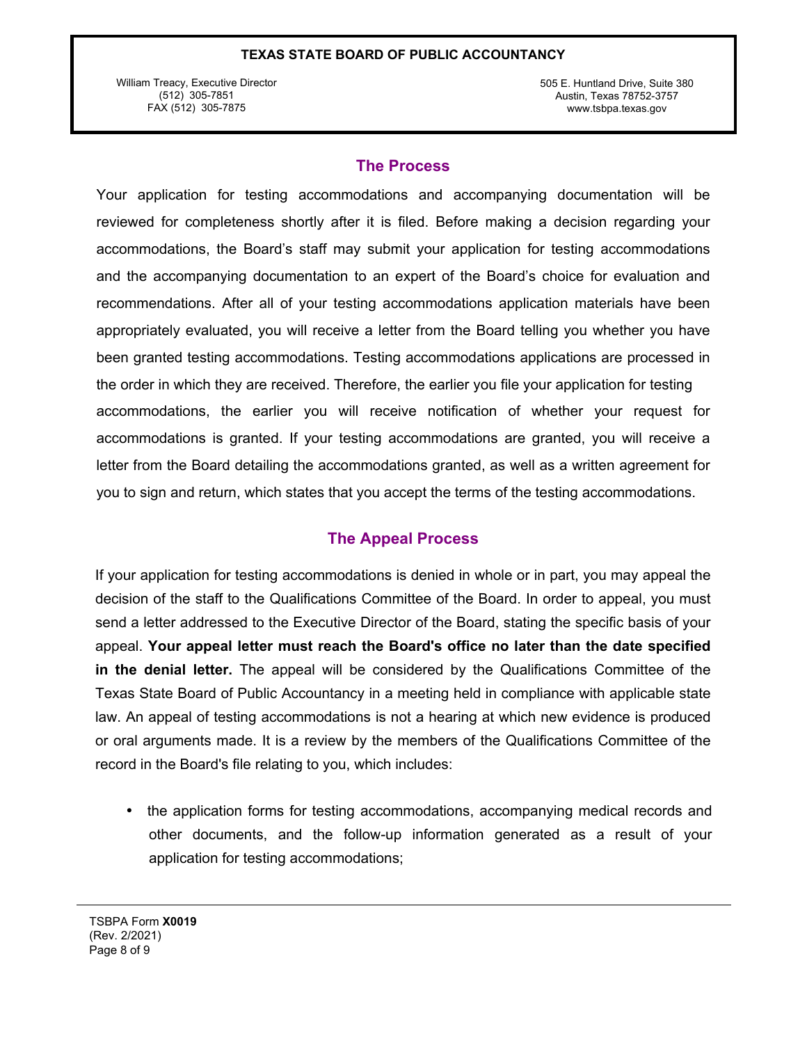## The Process

Your application for testing accommodations and accompanying documentation will be reviewed for completeness shortly after it is filed. Before making a decision regarding your accommodations, the Board's staff may submit your application for testing accommodations and the accompanying documentation to an expert of the Board's choice for evaluation and recommendations. After all of your testing accommodations application materials have been appropriately evaluated, you will receive a letter from the Board telling you whether you have been granted testing accommodations. Testing accommodations applications are processed in the order in which they are received. Therefore, the earlier you file your application for testing accommodations, the earlier you will receive notification of whether your request for accommodations is granted. If your testing accommodations are granted, you will receive a letter from the Board detailing the accommodations granted, as well as a written agreement for you to sign and return, which states that you accept the terms of the testing accommodations.

## The Appeal Process

If your application for testing accommodations is denied in whole or in part, you may appeal the decision of the staff to the Qualifications Committee of the Board. In order to appeal, you must send a letter addressed to the Executive Director of the Board, stating the specific basis of your appeal. **Your appeal letter must reach the Board's office no later than the date specified in the denial letter.** The appeal will be considered by the Qualifications Committee of the Texas State Board of Public Accountancy in a meeting held in compliance with applicable state law. An appeal of testing accommodations is not a hearing at which new evidence is produced or oral arguments made. It is a review by the members of the Qualifications Committee of the record in the Board's file relating to you, which includes:

- the application forms for testing accommodations, accompanying medical records and other documents, and the follow-up information generated as a result of your application for testing accommodations;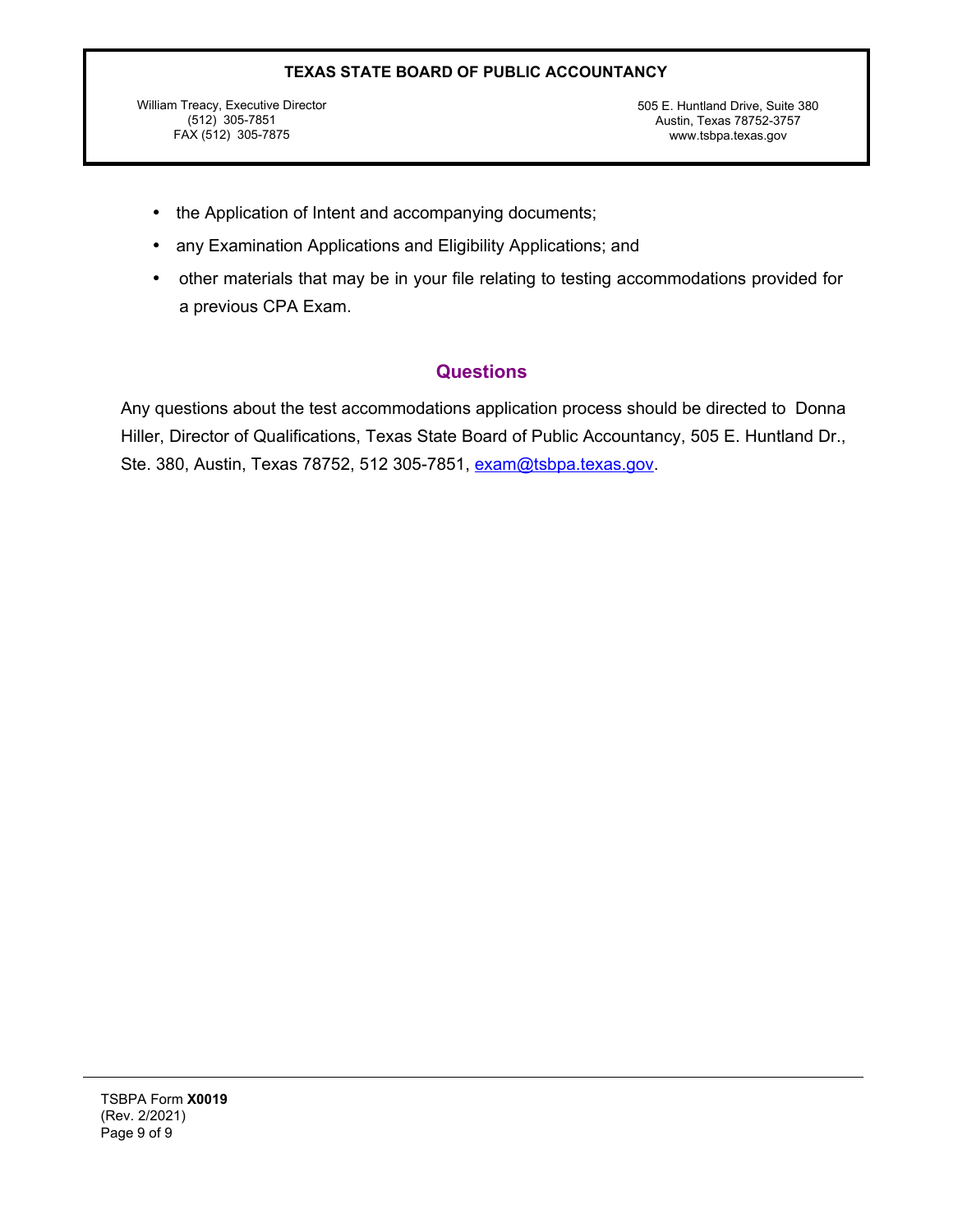- the Application of Intent and accompanying documents;
- any Examination Applications and Eligibility Applications; and
- other materials that may be in your file relating to testing accommodations provided for a previous CPA Exam.

## Questions

Any questions about the test accommodations application process should be directed to Donna Hiller, Director of Qualifications, Texas State Board of Public Accountancy, 505 E. Huntland Dr., Ste. 380, Austin, Texas 78752, 512 305-7851, exam@tsbpa.texas.gov.